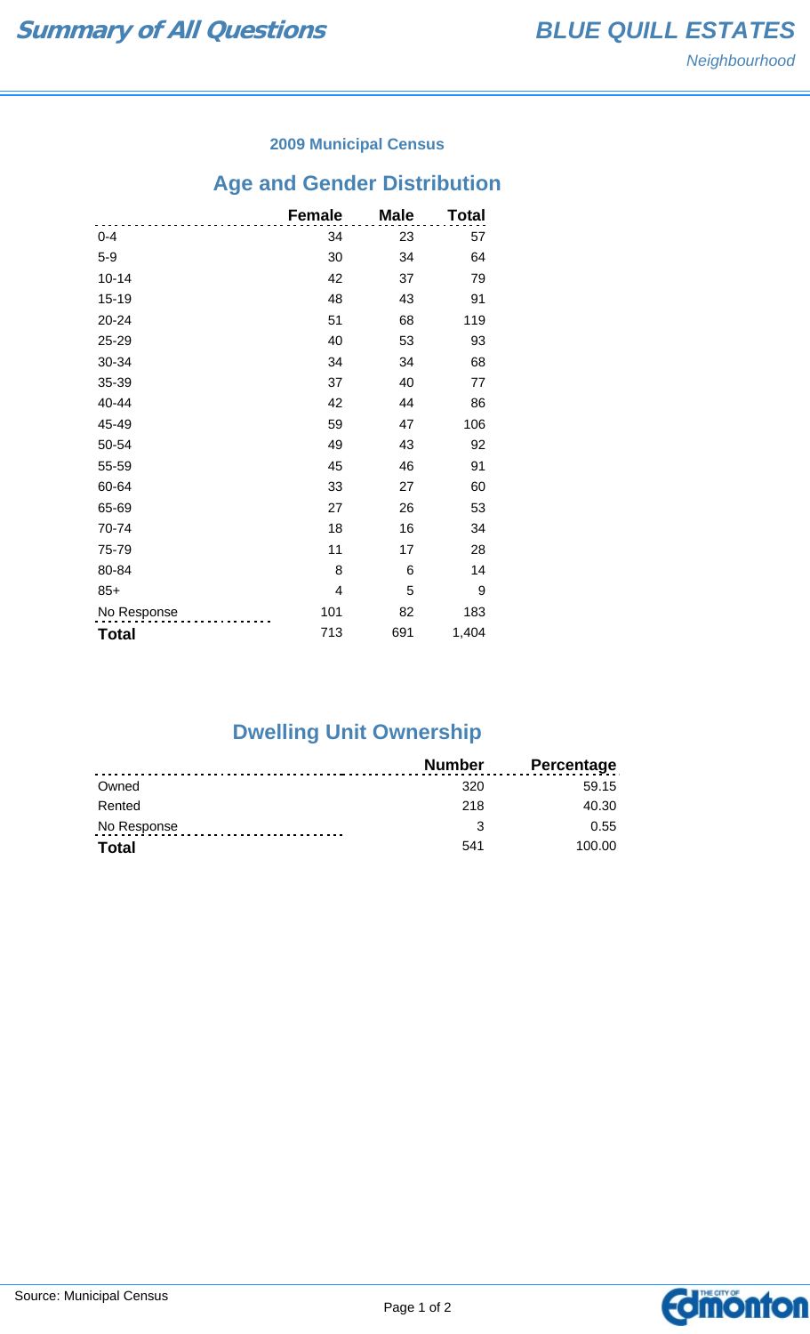# Summary of All Questions

## BLUE QUILL ESTATES

*Neighbourhood*

### 2009 Municipal Census

## Age and Gender Distribution

| | Female | Male | Total |
|---|---|---|---|
| 0-4 | 34 | 23 | 57 |
| 5-9 | 30 | 34 | 64 |
| 10-14 | 42 | 37 | 79 |
| 15-19 | 48 | 43 | 91 |
| 20-24 | 51 | 68 | 119 |
| 25-29 | 40 | 53 | 93 |
| 30-34 | 34 | 34 | 68 |
| 35-39 | 37 | 40 | 77 |
| 40-44 | 42 | 44 | 86 |
| 45-49 | 59 | 47 | 106 |
| 50-54 | 49 | 43 | 92 |
| 55-59 | 45 | 46 | 91 |
| 60-64 | 33 | 27 | 60 |
| 65-69 | 27 | 26 | 53 |
| 70-74 | 18 | 16 | 34 |
| 75-79 | 11 | 17 | 28 |
| 80-84 | 8 | 6 | 14 |
| 85+ | 4 | 5 | 9 |
| No Response | 101 | 82 | 183 |
| **Total** | 713 | 691 | 1,404 |

## Dwelling Unit Ownership

| | Number | Percentage |
|---|---|---|
| Owned | 320 | 59.15 |
| Rented | 218 | 40.30 |
| No Response | 3 | 0.55 |
| **Total** | 541 | 100.00 |

Source: Municipal Census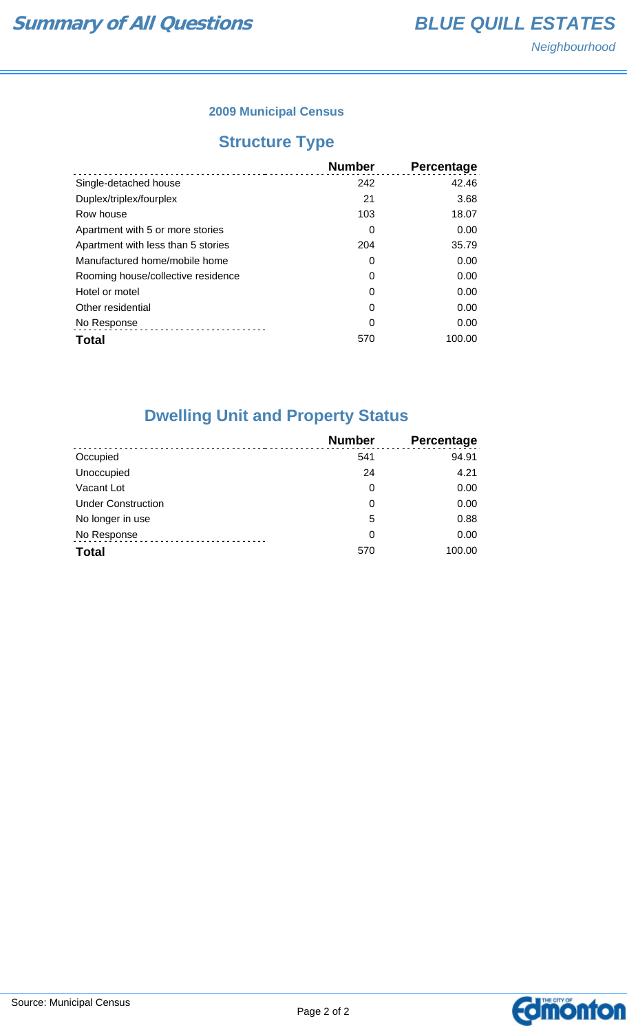# Summary of All Questions

## BLUE QUILL ESTATES

*Neighbourhood*

### 2009 Municipal Census

## Structure Type

| | Number | Percentage |
|---|---|---|
| Single-detached house | 242 | 42.46 |
| Duplex/triplex/fourplex | 21 | 3.68 |
| Row house | 103 | 18.07 |
| Apartment with 5 or more stories | 0 | 0.00 |
| Apartment with less than 5 stories | 204 | 35.79 |
| Manufactured home/mobile home | 0 | 0.00 |
| Rooming house/collective residence | 0 | 0.00 |
| Hotel or motel | 0 | 0.00 |
| Other residential | 0 | 0.00 |
| No Response | 0 | 0.00 |
| **Total** | 570 | 100.00 |

## Dwelling Unit and Property Status

| | Number | Percentage |
|---|---|---|
| Occupied | 541 | 94.91 |
| Unoccupied | 24 | 4.21 |
| Vacant Lot | 0 | 0.00 |
| Under Construction | 0 | 0.00 |
| No longer in use | 5 | 0.88 |
| No Response | 0 | 0.00 |
| **Total** | 570 | 100.00 |

Source: Municipal Census